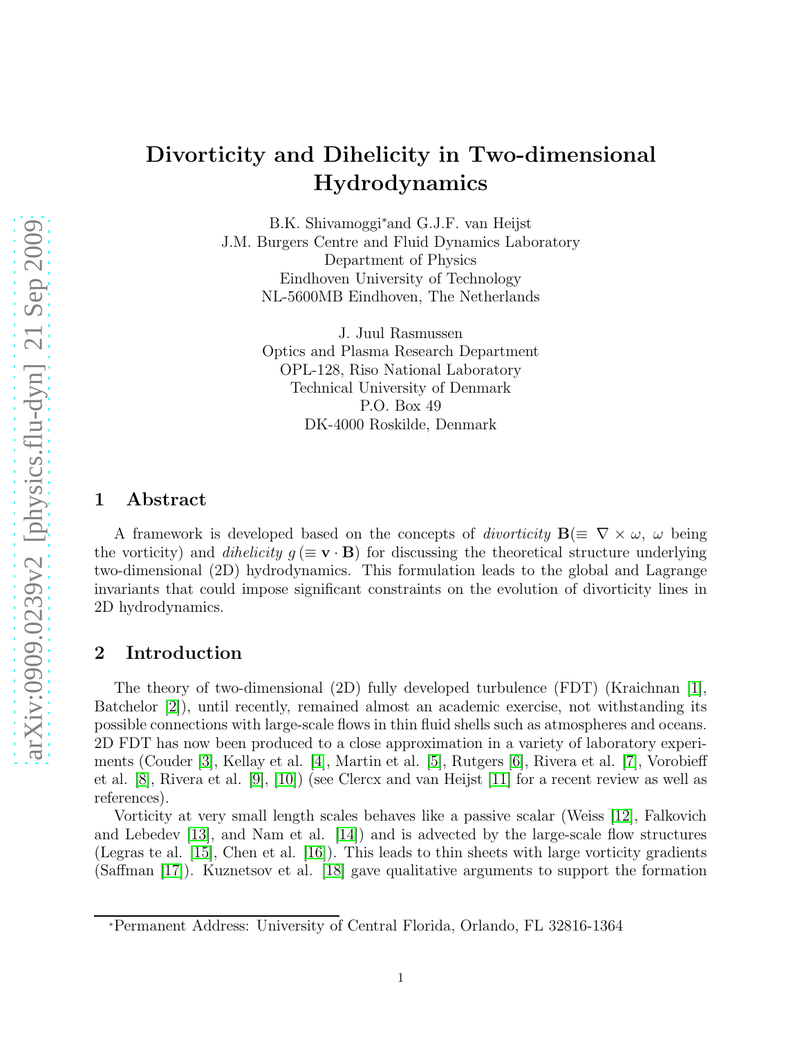# Divorticity and Dihelicity in Two-dimensional Hydrodynamics

B.K. Shivamoggi* and G.J.F. van Heijst
J.M. Burgers Centre and Fluid Dynamics Laboratory
Department of Physics
Eindhoven University of Technology
NL-5600MB Eindhoven, The Netherlands

J. Juul Rasmussen
Optics and Plasma Research Department
OPL-128, Riso National Laboratory
Technical University of Denmark
P.O. Box 49
DK-4000 Roskilde, Denmark

## 1 Abstract

A framework is developed based on the concepts of *divorticity* $\mathbf{B}(\equiv \nabla \times \omega$, $\omega$ being the vorticity) and *dihelicity* $g\,(\equiv \mathbf{v} \cdot \mathbf{B})$ for discussing the theoretical structure underlying two-dimensional (2D) hydrodynamics. This formulation leads to the global and Lagrange invariants that could impose significant constraints on the evolution of divorticity lines in 2D hydrodynamics.

## 2 Introduction

The theory of two-dimensional (2D) fully developed turbulence (FDT) (Kraichnan [1], Batchelor [2]), until recently, remained almost an academic exercise, not withstanding its possible connections with large-scale flows in thin fluid shells such as atmospheres and oceans. 2D FDT has now been produced to a close approximation in a variety of laboratory experiments (Couder [3], Kellay et al. [4], Martin et al. [5], Rutgers [6], Rivera et al. [7], Vorobieff et al. [8], Rivera et al. [9], [10]) (see Clercx and van Heijst [11] for a recent review as well as references).

Vorticity at very small length scales behaves like a passive scalar (Weiss [12], Falkovich and Lebedev [13], and Nam et al. [14]) and is advected by the large-scale flow structures (Legras te al. [15], Chen et al. [16]). This leads to thin sheets with large vorticity gradients (Saffman [17]). Kuznetsov et al. [18] gave qualitative arguments to support the formation

*Permanent Address: University of Central Florida, Orlando, FL 32816-1364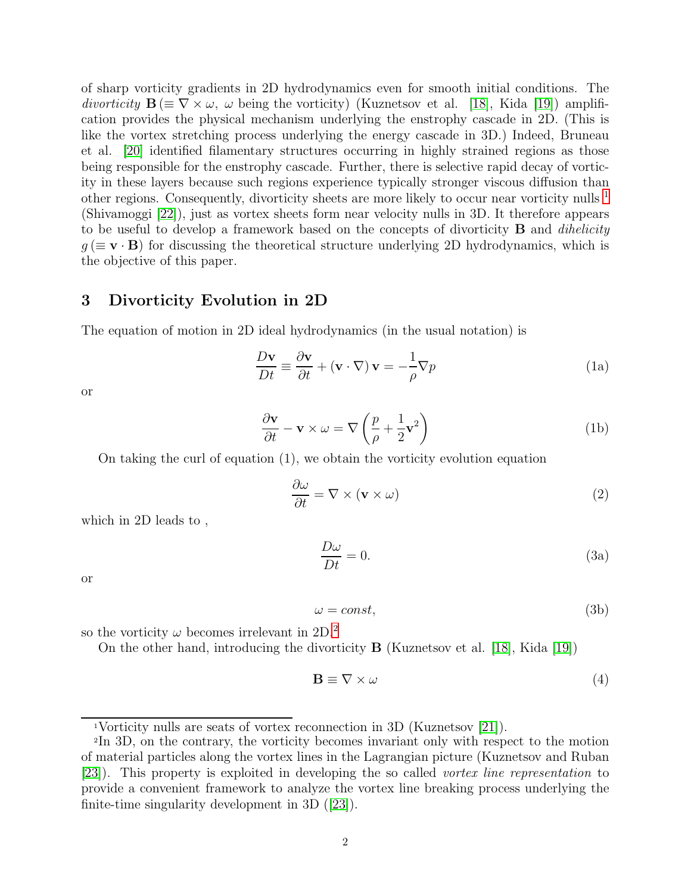of sharp vorticity gradients in 2D hydrodynamics even for smooth initial conditions. The *divorticity* $\mathbf{B} \, (\equiv \nabla \times \omega$, $\omega$ being the vorticity) (Kuznetsov et al. [18], Kida [19]) amplification provides the physical mechanism underlying the enstrophy cascade in 2D. (This is like the vortex stretching process underlying the energy cascade in 3D.) Indeed, Bruneau et al. [20] identified filamentary structures occurring in highly strained regions as those being responsible for the enstrophy cascade. Further, there is selective rapid decay of vorticity in these layers because such regions experience typically stronger viscous diffusion than other regions. Consequently, divorticity sheets are more likely to occur near vorticity nulls [1] (Shivamoggi [22]), just as vortex sheets form near velocity nulls in 3D. It therefore appears to be useful to develop a framework based on the concepts of divorticity $\mathbf{B}$ and *dihelicity* $g \, (\equiv \mathbf{v} \cdot \mathbf{B})$ for discussing the theoretical structure underlying 2D hydrodynamics, which is the objective of this paper.

## 3 Divorticity Evolution in 2D

The equation of motion in 2D ideal hydrodynamics (in the usual notation) is

$$\frac{D\mathbf{v}}{Dt} \equiv \frac{\partial \mathbf{v}}{\partial t} + (\mathbf{v} \cdot \nabla) \mathbf{v} = -\frac{1}{\rho} \nabla p \tag{1a}$$

or

$$\frac{\partial \mathbf{v}}{\partial t} - \mathbf{v} \times \omega = \nabla \left( \frac{p}{\rho} + \frac{1}{2} \mathbf{v}^2 \right) \tag{1b}$$

On taking the curl of equation (1), we obtain the vorticity evolution equation

$$\frac{\partial \omega}{\partial t} = \nabla \times (\mathbf{v} \times \omega) \tag{2}$$

which in 2D leads to ,

$$\frac{D\omega}{Dt} = 0. \tag{3a}$$

or

$$\omega = const, \tag{3b}$$

so the vorticity $\omega$ becomes irrelevant in 2D.[2]

On the other hand, introducing the divorticity $\mathbf{B}$ (Kuznetsov et al. [18], Kida [19])

$$\mathbf{B} \equiv \nabla \times \omega \tag{4}$$

---

[1] Vorticity nulls are seats of vortex reconnection in 3D (Kuznetsov [21]).

[2] In 3D, on the contrary, the vorticity becomes invariant only with respect to the motion of material particles along the vortex lines in the Lagrangian picture (Kuznetsov and Ruban [23]). This property is exploited in developing the so called *vortex line representation* to provide a convenient framework to analyze the vortex line breaking process underlying the finite-time singularity development in 3D ([23]).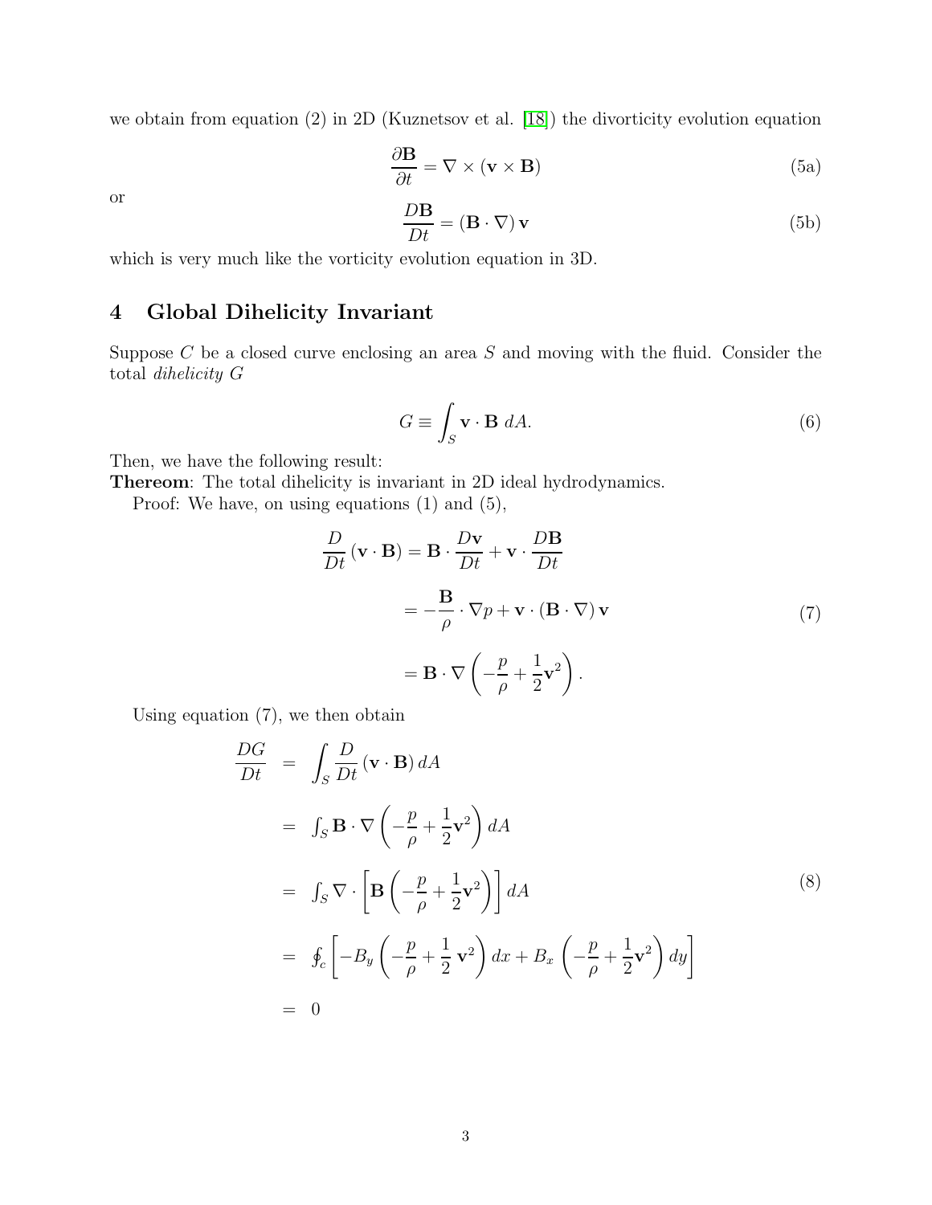we obtain from equation (2) in 2D (Kuznetsov et al. [18]) the divorticity evolution equation

$$\frac{\partial \mathbf{B}}{\partial t} = \nabla \times (\mathbf{v} \times \mathbf{B}) \tag{5a}$$

or

$$\frac{D\mathbf{B}}{Dt} = (\mathbf{B} \cdot \nabla)\, \mathbf{v} \tag{5b}$$

which is very much like the vorticity evolution equation in 3D.

## 4 Global Dihelicity Invariant

Suppose $C$ be a closed curve enclosing an area $S$ and moving with the fluid. Consider the total *dihelicity* $G$

$$G \equiv \int_S \mathbf{v} \cdot \mathbf{B} \; dA. \tag{6}$$

Then, we have the following result:

**Thereom**: The total dihelicity is invariant in 2D ideal hydrodynamics.

Proof: We have, on using equations (1) and (5),

$$\begin{aligned}
\frac{D}{Dt}(\mathbf{v} \cdot \mathbf{B}) &= \mathbf{B} \cdot \frac{D\mathbf{v}}{Dt} + \mathbf{v} \cdot \frac{D\mathbf{B}}{Dt} \\
&= -\frac{\mathbf{B}}{\rho} \cdot \nabla p + \mathbf{v} \cdot (\mathbf{B} \cdot \nabla)\, \mathbf{v} \\
&= \mathbf{B} \cdot \nabla \left( -\frac{p}{\rho} + \frac{1}{2}\mathbf{v}^2 \right).
\end{aligned} \tag{7}$$

Using equation (7), we then obtain

$$\begin{aligned}
\frac{DG}{Dt} &= \int_S \frac{D}{Dt}(\mathbf{v} \cdot \mathbf{B})\, dA \\
&= \int_S \mathbf{B} \cdot \nabla \left( -\frac{p}{\rho} + \frac{1}{2}\mathbf{v}^2 \right) dA \\
&= \int_S \nabla \cdot \left[ \mathbf{B} \left( -\frac{p}{\rho} + \frac{1}{2}\mathbf{v}^2 \right) \right] dA \\
&= \oint_c \left[ -B_y \left( -\frac{p}{\rho} + \frac{1}{2}\,\mathbf{v}^2 \right) dx + B_x \left( -\frac{p}{\rho} + \frac{1}{2}\mathbf{v}^2 \right) dy \right] \\
&= 0
\end{aligned} \tag{8}$$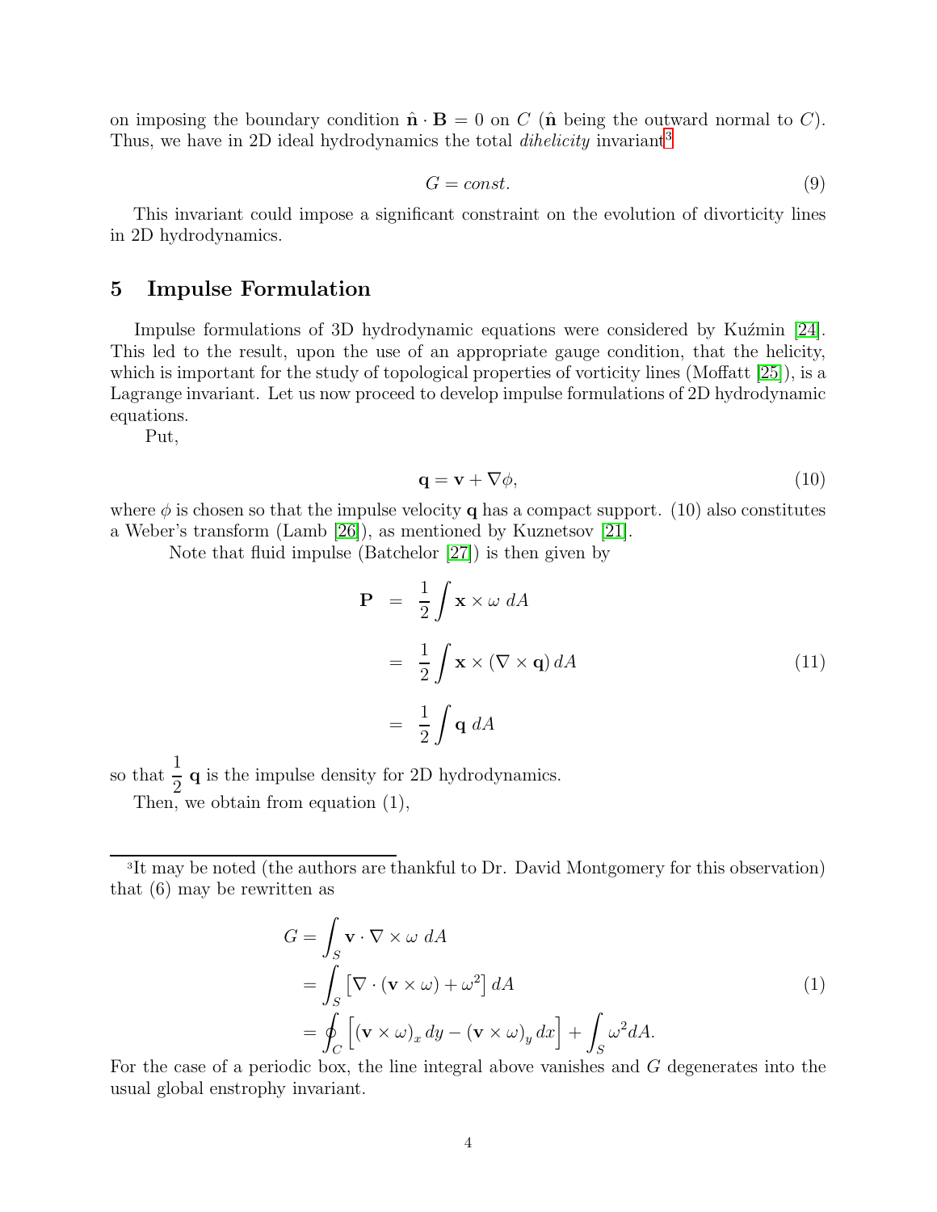on imposing the boundary condition $\hat{\mathbf{n}} \cdot \mathbf{B} = 0$ on $C$ ($\hat{\mathbf{n}}$ being the outward normal to $C$). Thus, we have in 2D ideal hydrodynamics the total *dihelicity* invariant[3]

$$G = const. \tag{9}$$

This invariant could impose a significant constraint on the evolution of divorticity lines in 2D hydrodynamics.

## 5 Impulse Formulation

Impulse formulations of 3D hydrodynamic equations were considered by Kuźmin [24]. This led to the result, upon the use of an appropriate gauge condition, that the helicity, which is important for the study of topological properties of vorticity lines (Moffatt [25]), is a Lagrange invariant. Let us now proceed to develop impulse formulations of 2D hydrodynamic equations.

Put,

$$\mathbf{q} = \mathbf{v} + \nabla\phi, \tag{10}$$

where $\phi$ is chosen so that the impulse velocity $\mathbf{q}$ has a compact support. (10) also constitutes a Weber's transform (Lamb [26]), as mentioned by Kuznetsov [21].

Note that fluid impulse (Batchelor [27]) is then given by

$$\begin{aligned}
\mathbf{P} &= \frac{1}{2}\int \mathbf{x} \times \omega \; dA \\
&= \frac{1}{2}\int \mathbf{x} \times (\nabla \times \mathbf{q})\, dA \\
&= \frac{1}{2}\int \mathbf{q}\; dA
\end{aligned} \tag{11}$$

so that $\dfrac{1}{2}\,\mathbf{q}$ is the impulse density for 2D hydrodynamics.

Then, we obtain from equation (1),

---

[3] It may be noted (the authors are thankful to Dr. David Montgomery for this observation) that (6) may be rewritten as

$$\begin{aligned}
G &= \int_S \mathbf{v} \cdot \nabla \times \omega \; dA \\
&= \int_S \left[\nabla \cdot (\mathbf{v} \times \omega) + \omega^2\right] dA \\
&= \oint_C \left[(\mathbf{v} \times \omega)_x \, dy - (\mathbf{v} \times \omega)_y \, dx\right] + \int_S \omega^2 dA.
\end{aligned} \tag{1}$$

For the case of a periodic box, the line integral above vanishes and $G$ degenerates into the usual global enstrophy invariant.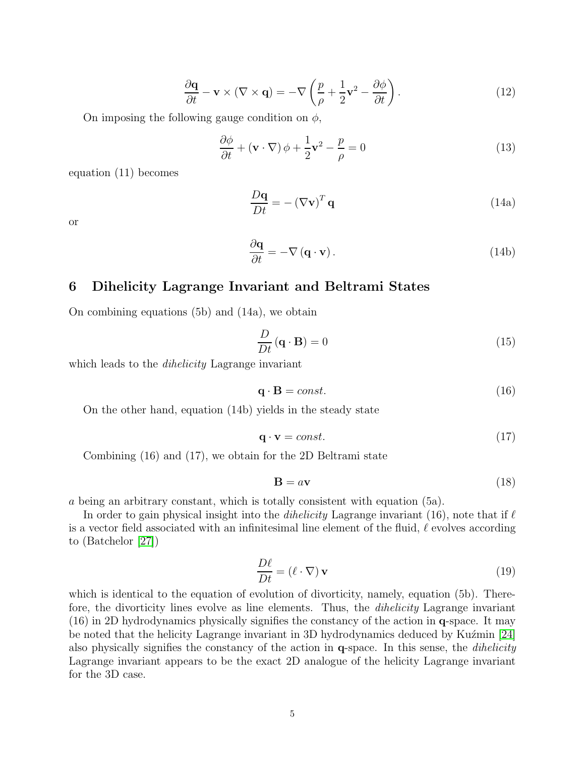$$\frac{\partial \mathbf{q}}{\partial t} - \mathbf{v} \times (\nabla \times \mathbf{q}) = -\nabla \left( \frac{p}{\rho} + \frac{1}{2}\mathbf{v}^2 - \frac{\partial \phi}{\partial t} \right). \tag{12}$$

On imposing the following gauge condition on $\phi$,

$$\frac{\partial \phi}{\partial t} + (\mathbf{v} \cdot \nabla)\, \phi + \frac{1}{2}\mathbf{v}^2 - \frac{p}{\rho} = 0 \tag{13}$$

equation (11) becomes

$$\frac{D\mathbf{q}}{Dt} = -\left(\nabla \mathbf{v}\right)^T \mathbf{q} \tag{14a}$$

or

$$\frac{\partial \mathbf{q}}{\partial t} = -\nabla \left(\mathbf{q} \cdot \mathbf{v}\right). \tag{14b}$$

## 6 Dihelicity Lagrange Invariant and Beltrami States

On combining equations (5b) and (14a), we obtain

$$\frac{D}{Dt}\left(\mathbf{q} \cdot \mathbf{B}\right) = 0 \tag{15}$$

which leads to the *dihelicity* Lagrange invariant

$$\mathbf{q} \cdot \mathbf{B} = const. \tag{16}$$

On the other hand, equation (14b) yields in the steady state

$$\mathbf{q} \cdot \mathbf{v} = const. \tag{17}$$

Combining (16) and (17), we obtain for the 2D Beltrami state

$$\mathbf{B} = a\mathbf{v} \tag{18}$$

$a$ being an arbitrary constant, which is totally consistent with equation (5a).

In order to gain physical insight into the *dihelicity* Lagrange invariant (16), note that if $\ell$ is a vector field associated with an infinitesimal line element of the fluid, $\ell$ evolves according to (Batchelor [27])

$$\frac{D\ell}{Dt} = \left(\ell \cdot \nabla\right) \mathbf{v} \tag{19}$$

which is identical to the equation of evolution of divorticity, namely, equation (5b). Therefore, the divorticity lines evolve as line elements. Thus, the *dihelicity* Lagrange invariant (16) in 2D hydrodynamics physically signifies the constancy of the action in $\mathbf{q}$-space. It may be noted that the helicity Lagrange invariant in 3D hydrodynamics deduced by Kuźmin [24] also physically signifies the constancy of the action in $\mathbf{q}$-space. In this sense, the *dihelicity* Lagrange invariant appears to be the exact 2D analogue of the helicity Lagrange invariant for the 3D case.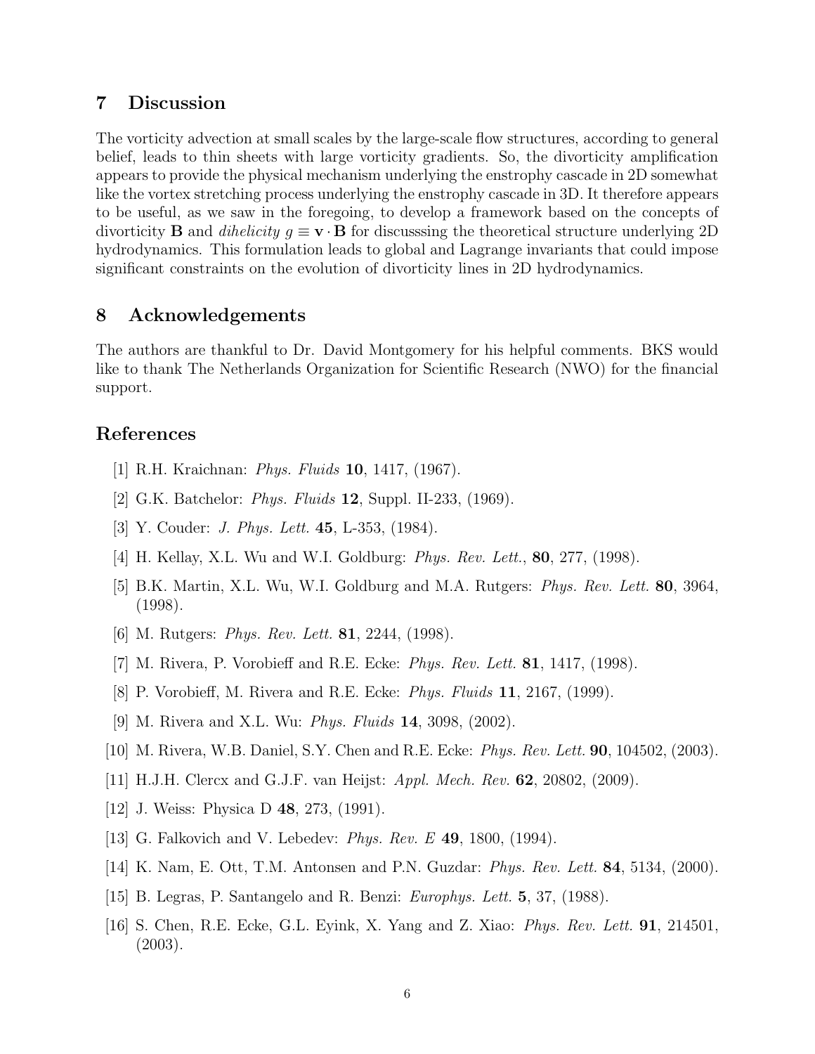## 7 Discussion

The vorticity advection at small scales by the large-scale flow structures, according to general belief, leads to thin sheets with large vorticity gradients. So, the divorticity amplification appears to provide the physical mechanism underlying the enstrophy cascade in 2D somewhat like the vortex stretching process underlying the enstrophy cascade in 3D. It therefore appears to be useful, as we saw in the foregoing, to develop a framework based on the concepts of divorticity $\mathbf{B}$ and *dihelicity* $g \equiv \mathbf{v} \cdot \mathbf{B}$ for discusssing the theoretical structure underlying 2D hydrodynamics. This formulation leads to global and Lagrange invariants that could impose significant constraints on the evolution of divorticity lines in 2D hydrodynamics.

## 8 Acknowledgements

The authors are thankful to Dr. David Montgomery for his helpful comments. BKS would like to thank The Netherlands Organization for Scientific Research (NWO) for the financial support.

## References

[1] R.H. Kraichnan: *Phys. Fluids* **10**, 1417, (1967).

[2] G.K. Batchelor: *Phys. Fluids* **12**, Suppl. II-233, (1969).

[3] Y. Couder: *J. Phys. Lett.* **45**, L-353, (1984).

[4] H. Kellay, X.L. Wu and W.I. Goldburg: *Phys. Rev. Lett.*, **80**, 277, (1998).

[5] B.K. Martin, X.L. Wu, W.I. Goldburg and M.A. Rutgers: *Phys. Rev. Lett.* **80**, 3964, (1998).

[6] M. Rutgers: *Phys. Rev. Lett.* **81**, 2244, (1998).

[7] M. Rivera, P. Vorobieff and R.E. Ecke: *Phys. Rev. Lett.* **81**, 1417, (1998).

[8] P. Vorobieff, M. Rivera and R.E. Ecke: *Phys. Fluids* **11**, 2167, (1999).

[9] M. Rivera and X.L. Wu: *Phys. Fluids* **14**, 3098, (2002).

[10] M. Rivera, W.B. Daniel, S.Y. Chen and R.E. Ecke: *Phys. Rev. Lett.* **90**, 104502, (2003).

[11] H.J.H. Clercx and G.J.F. van Heijst: *Appl. Mech. Rev.* **62**, 20802, (2009).

[12] J. Weiss: Physica D **48**, 273, (1991).

[13] G. Falkovich and V. Lebedev: *Phys. Rev. E* **49**, 1800, (1994).

[14] K. Nam, E. Ott, T.M. Antonsen and P.N. Guzdar: *Phys. Rev. Lett.* **84**, 5134, (2000).

[15] B. Legras, P. Santangelo and R. Benzi: *Europhys. Lett.* **5**, 37, (1988).

[16] S. Chen, R.E. Ecke, G.L. Eyink, X. Yang and Z. Xiao: *Phys. Rev. Lett.* **91**, 214501, (2003).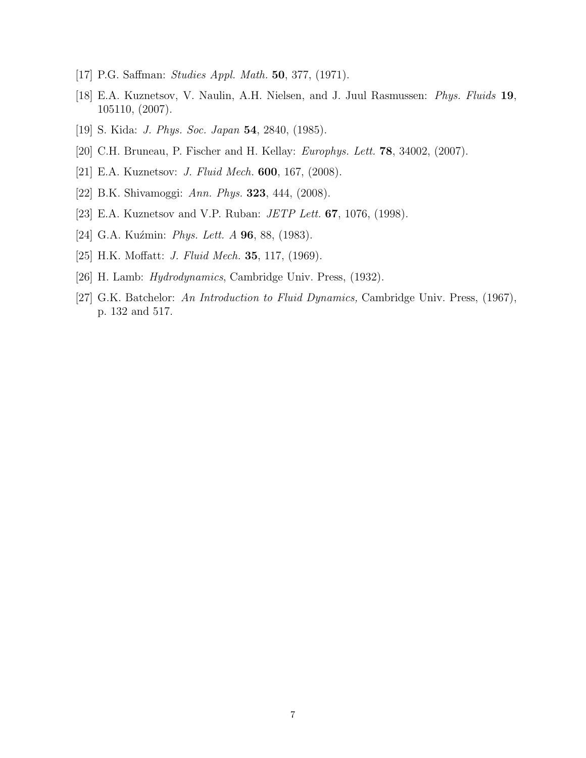[17] P.G. Saffman: *Studies Appl. Math.* **50**, 377, (1971).

[18] E.A. Kuznetsov, V. Naulin, A.H. Nielsen, and J. Juul Rasmussen: *Phys. Fluids* **19**, 105110, (2007).

[19] S. Kida: *J. Phys. Soc. Japan* **54**, 2840, (1985).

[20] C.H. Bruneau, P. Fischer and H. Kellay: *Europhys. Lett.* **78**, 34002, (2007).

[21] E.A. Kuznetsov: *J. Fluid Mech.* **600**, 167, (2008).

[22] B.K. Shivamoggi: *Ann. Phys.* **323**, 444, (2008).

[23] E.A. Kuznetsov and V.P. Ruban: *JETP Lett.* **67**, 1076, (1998).

[24] G.A. Kuźmin: *Phys. Lett. A* **96**, 88, (1983).

[25] H.K. Moffatt: *J. Fluid Mech.* **35**, 117, (1969).

[26] H. Lamb: *Hydrodynamics*, Cambridge Univ. Press, (1932).

[27] G.K. Batchelor: *An Introduction to Fluid Dynamics,* Cambridge Univ. Press, (1967), p. 132 and 517.